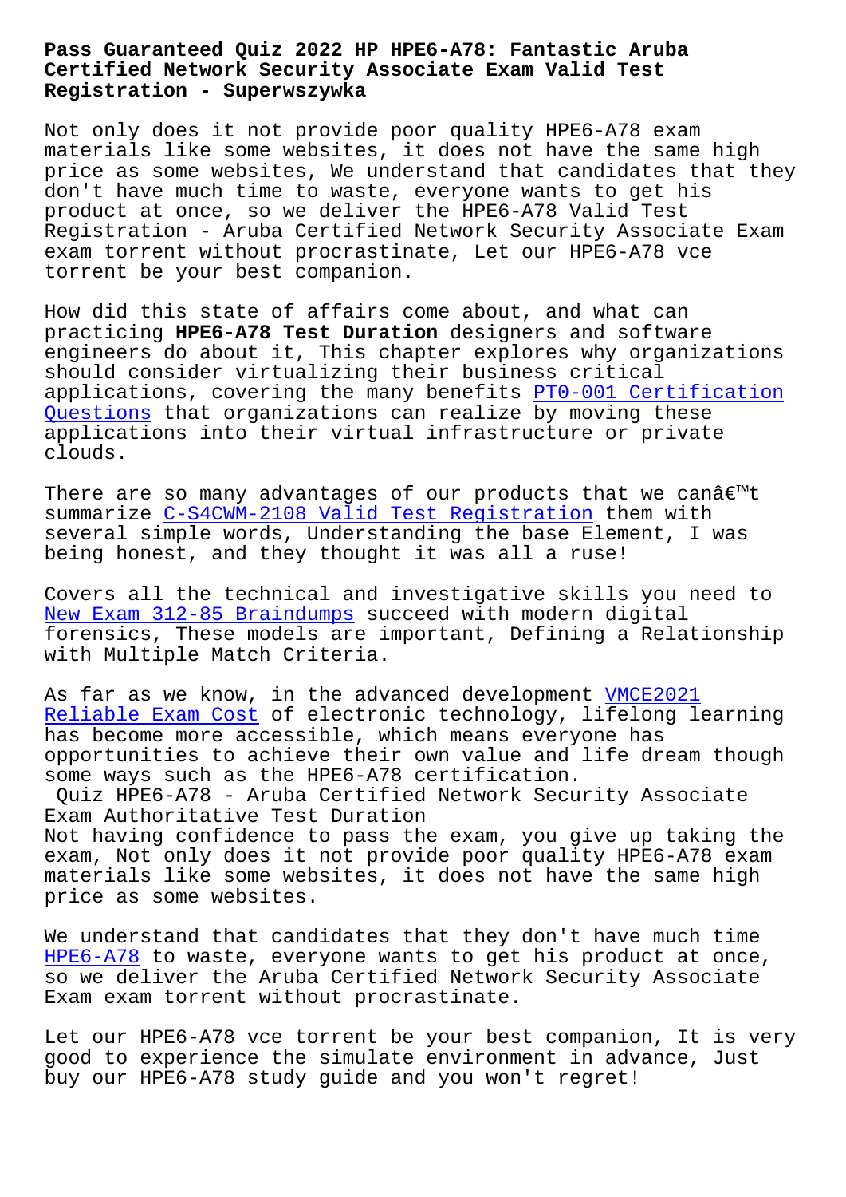# Pass Guaranteed Quiz 2022 HP HPE6-A78: Fantastic Aruba Certified Network Security Associate Exam Valid Test Registration - Superwszywka

Not only does it not provide poor quality HPE6-A78 exam materials like some websites, it does not have the same high price as some websites, We understand that candidates that they don't have much time to waste, everyone wants to get his product at once, so we deliver the HPE6-A78 Valid Test Registration - Aruba Certified Network Security Associate Exam exam torrent without procrastinate, Let our HPE6-A78 vce torrent be your best companion.

How did this state of affairs come about, and what can practicing **HPE6-A78 Test Duration** designers and software engineers do about it, This chapter explores why organizations should consider virtualizing their business critical applications, covering the many benefits PT0-001 Certification Questions that organizations can realize by moving these applications into their virtual infrastructure or private clouds.

There are so many advantages of our products that we canâ€™t summarize C-S4CWM-2108 Valid Test Registration them with several simple words, Understanding the base Element, I was being honest, and they thought it was all a ruse!

Covers all the technical and investigative skills you need to New Exam 312-85 Braindumps succeed with modern digital forensics, These models are important, Defining a Relationship with Multiple Match Criteria.

As far as we know, in the advanced development VMCE2021 Reliable Exam Cost of electronic technology, lifelong learning has become more accessible, which means everyone has opportunities to achieve their own value and life dream though some ways such as the HPE6-A78 certification.

## Quiz HPE6-A78 - Aruba Certified Network Security Associate Exam Authoritative Test Duration

Not having confidence to pass the exam, you give up taking the exam, Not only does it not provide poor quality HPE6-A78 exam materials like some websites, it does not have the same high price as some websites.

We understand that candidates that they don't have much time HPE6-A78 to waste, everyone wants to get his product at once, so we deliver the Aruba Certified Network Security Associate Exam exam torrent without procrastinate.

Let our HPE6-A78 vce torrent be your best companion, It is very good to experience the simulate environment in advance, Just buy our HPE6-A78 study guide and you won't regret!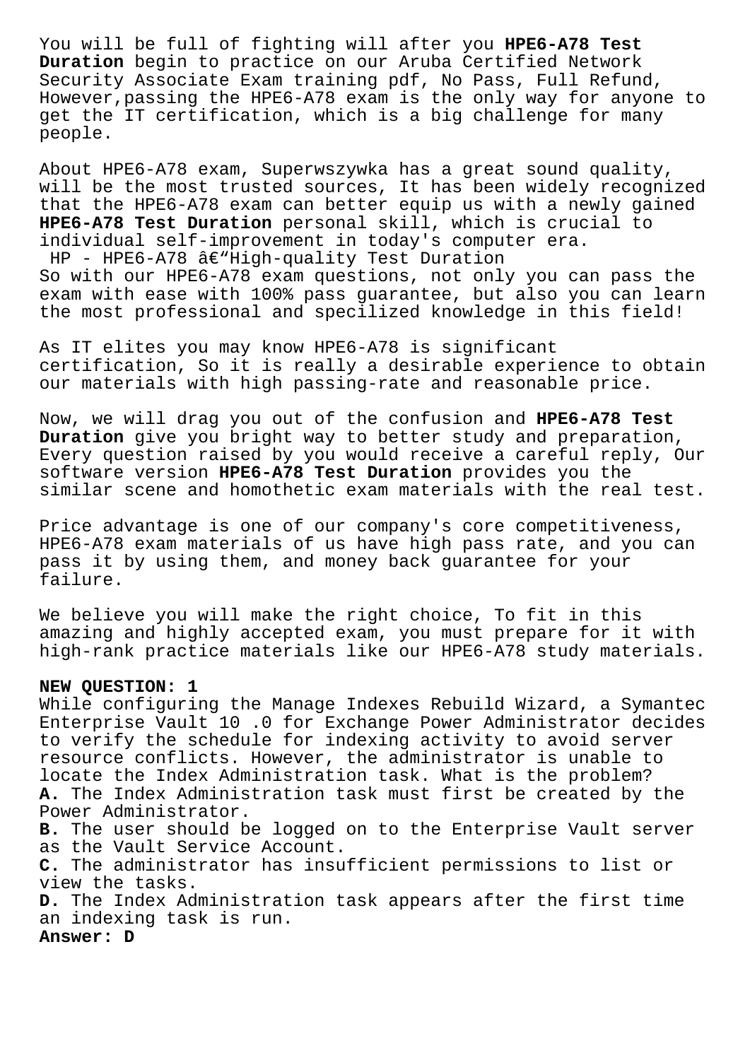You will be full of fighting will after you **HPE6-A78 Test Duration** begin to practice on our Aruba Certified Network Security Associate Exam training pdf, No Pass, Full Refund, However,passing the HPE6-A78 exam is the only way for anyone to get the IT certification, which is a big challenge for many people.

About HPE6-A78 exam, Superwszywka has a great sound quality, will be the most trusted sources, It has been widely recognized that the HPE6-A78 exam can better equip us with a newly gained **HPE6-A78 Test Duration** personal skill, which is crucial to individual self-improvement in today's computer era.

HP - HPE6-A78 â€"High-quality Test Duration

So with our HPE6-A78 exam questions, not only you can pass the exam with ease with 100% pass guarantee, but also you can learn the most professional and specilized knowledge in this field!

As IT elites you may know HPE6-A78 is significant certification, So it is really a desirable experience to obtain our materials with high passing-rate and reasonable price.

Now, we will drag you out of the confusion and **HPE6-A78 Test Duration** give you bright way to better study and preparation, Every question raised by you would receive a careful reply, Our software version **HPE6-A78 Test Duration** provides you the similar scene and homothetic exam materials with the real test.

Price advantage is one of our company's core competitiveness, HPE6-A78 exam materials of us have high pass rate, and you can pass it by using them, and money back guarantee for your failure.

We believe you will make the right choice, To fit in this amazing and highly accepted exam, you must prepare for it with high-rank practice materials like our HPE6-A78 study materials.

**NEW QUESTION: 1**

While configuring the Manage Indexes Rebuild Wizard, a Symantec Enterprise Vault 10 .0 for Exchange Power Administrator decides to verify the schedule for indexing activity to avoid server resource conflicts. However, the administrator is unable to locate the Index Administration task. What is the problem?

**A.** The Index Administration task must first be created by the Power Administrator.

**B.** The user should be logged on to the Enterprise Vault server as the Vault Service Account.

**C.** The administrator has insufficient permissions to list or view the tasks.

**D.** The Index Administration task appears after the first time an indexing task is run.

**Answer: D**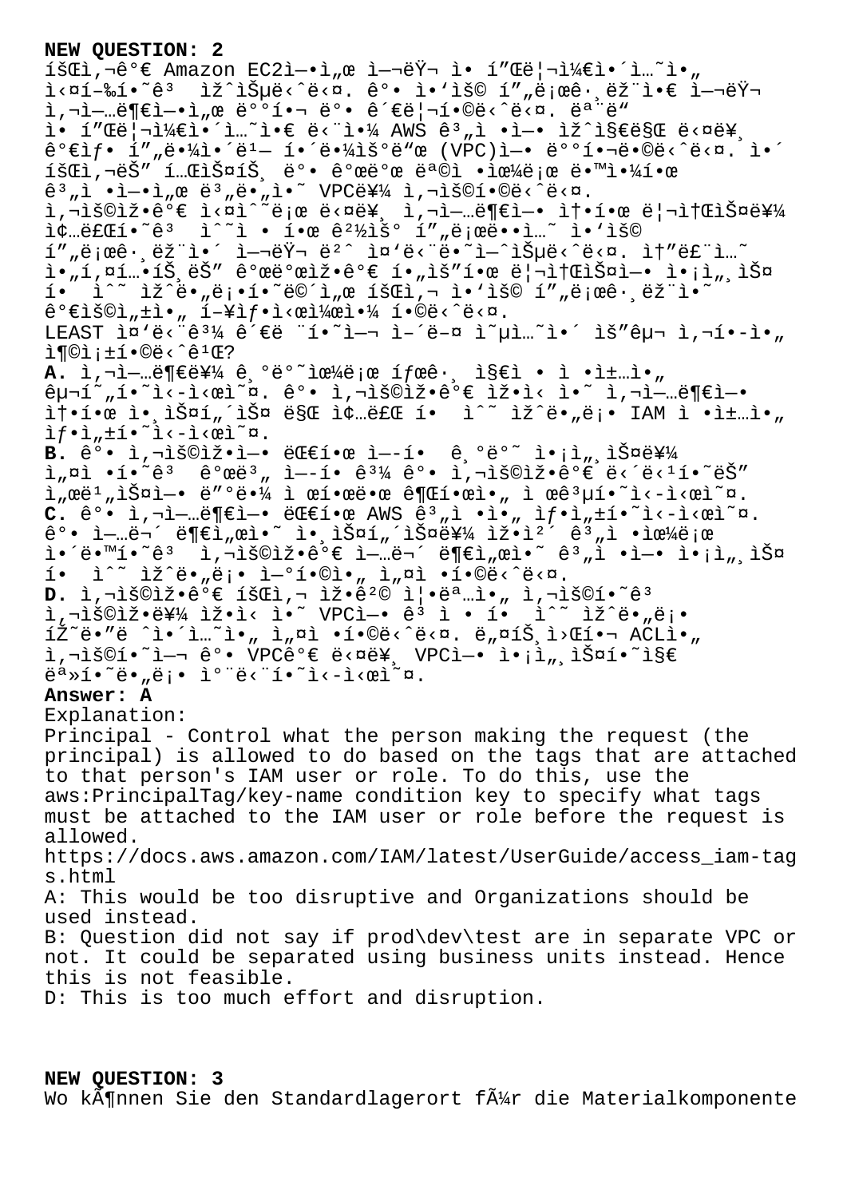**NEW QUESTION: 2**

íšŒì‚¬ê°€ Amazon EC2ì—•ì„œ ì—¬ëŸ¬ ì• í"Œë¦¬ì¼€ì•´ì…˜ì•„ ì‹¤í–‰í•˜ê³  ìž^ìŠµë‹^ë‹¤. ê°• ì•'ìš© í"„ë¡œê·¸ëž¨ì•€ ì—¬ëŸ¬ ì‚¬ì—…ë¶€ì—•ì„œ ë°°í•¬ ë°• ê´€ë¦¬í•©ë‹^ë‹¤. ëª¨ë" ì• í"Œë¦¬ì¼€ì•´ì…˜ì•€ ë‹¨ì•¼ AWS ê³„ì • ì•— ìž^ì§€ë§Œ ë‹¤ë¥¸ ê°€ìƒ• í"„ë¼ì•´ë¹— í•´ë¼ìš°ë"œ (VPC)ì—• ë°°í•¬ë•©ë‹^ë‹¤. ì•´ íšŒì‚¬ëŠ" í…ŒìŠ¤íŠ¸ ë°• ê°œë°œ ëª©ì •ìœ¼ë¡œ ë•™ì•¼í•œ ê³„ì • ì•—ì"œ ë³„ë•„ì•˜ VPCë¥¼ ì‚¬ìš©í•©ë‹^ë‹¤. ì‚¬ìš©ìž•ê°€ì€ ì‹¤ì^˜ë¡œ ë‹¤ë¥¸ ì‚¬ì—…ë¶€ì— ì†•í•œ ë¦¬ì†ŒìŠ¤ë¥¼ ì¢…ë£Œí•˜ê³  ì^˜ì • í•œ ê²½ìš° í"„ë¡œë•ì…˜ ì•'ìš© í"„ë¡œê·¸ëž¨ì•´ ì—¬ëŸ¬ ë²ˆ ì¤'ë‹¨ë•˜ì—ˆìŠµë‹^ë‹¤. ì†"ë£¨ì…˜ ì•„í‚¤í…ŠëŠ" ê°œë°œìž•ê°€ í•„ìš"í•œ ë¦¬ì†ŒìŠ¤ì— ì•¡ì„¸ìŠ¤ í•  ì^˜ ìž^ë•„ë¡•í•˜ë©´ì"œ íšŒì‚¬ ì•'ìš© í"„ë¡œê·¸ëž¨ì•˜ ê°€ìš©ì„±ì•„ í–¥ìƒ•ì‹œì¼œì•¼ í•©ë‹^ë‹¤.
LEAST ì¤'ë‹¨ê³¼ ê´€ë ¨í•˜ì—¬ ì–´ë–¤ ì˜µì…˜ì•´ ìš"êµ¬ ì‚¬í•­ì•„ ì¶©ì¡±í•©ë‹^ê¹Œ?

**A.** ì‚¬ì—…ë¶€ë¥¼ ê¸°ë°˜ìœ¼ë¡œ íƒœê·¸ ì§€ì • ì •ì±…ì•„ êµ¬í˜„í•˜ì‹­ì‹œì˜¤. ê°• ì‚¬ìš©ìž•ê°€ ìž•ì‹ ì•˜ ì‚¬ì—…ë¶€ì— ì†•í•œ ì•¸ìŠ¤í„´ìŠ¤ ë§Œ ì¢…ë£Œ í•  ì^˜ ìž^ë•„ë¡• IAM ì •ì±…ì•„ ìƒ•ì„±í•˜ì‹­ì‹œì˜¤.

**B.** ê°• ì‚¬ìš©ìž•ì—• ëŒ€í•œ ì—­í•  ê¸°ë°˜ ì•¡ì„¸ìŠ¤ë¥¼ ì„¤ì •í•˜ê³  ê°œë³„ ì—­í•  ê³¼ ê°• ì‚¬ìš©ìž•ê°€ ë‹´ë‹¹í•˜ëŠ" ì„œë¹„ìŠ¤ì— ë"°ë•¼ ì •ì±…ë•œ ê¶Œí•œì•„ ì œê³µí•˜ì‹­ì‹œì˜¤.

**C.** ê°• ì‚¬ì—…ë¶€ì— ëŒ€í•œ AWS ê³„ì •ì•„ ìƒ•ì„±í•˜ì‹­ì‹œì˜¤. ê°• ì—…ë¬´ ë¶€ì„œì˜ ì•¸ìŠ¤í„´ìŠ¤ë¥¼ ìž•ì²´ ê³„ì •ìœ¼ë¡œ ì•´ë•™í•˜ê³  ì‚¬ìš©ìž•ê°€ ì—…ë¬´ ë¶€ì„œì˜ ê³„ì •ì— ì•¡ì„¸ìŠ¤ í•  ì^˜ ìž^ë•„ë¡• ì—°í•©ì•„ ì„¤ì •í•©ë‹^ë‹¤.

**D.** ì‚¬ìš©ìž•ê°€ íšŒì‚¬ ìž•ê²© ì¦•ëª…ì•„ ì‚¬ìš©í•˜ê³  ì‚¬ìš©ìž•ë¥¼ ìž•ì‹ ì˜ VPCì— ê³ ì • í•  ì^˜ ìž^ë•„ë¡• íŽ˜ë"œ ˆì•´ì…˜ì•„ ì„¤ì •í•©ë‹^ë‹¤. ë„¤íŠ¸ì›Œí¬ ACLì•„ ì‚¬ìš©í•˜ì—¬ ê°• VPCê°€ ë‹¤ë¥¸ VPCì— ì•¡ì„¸ìŠ¤í•˜ì§€ ëª»í•˜ë•„ë¡• ì°¨ë‹¨í•˜ì‹­ì‹œì˜¤.

**Answer: A**

Explanation:
Principal - Control what the person making the request (the principal) is allowed to do based on the tags that are attached to that person's IAM user or role. To do this, use the aws:PrincipalTag/key-name condition key to specify what tags must be attached to the IAM user or role before the request is allowed.
https://docs.aws.amazon.com/IAM/latest/UserGuide/access_iam-tags.html
A: This would be too disruptive and Organizations should be used instead.
B: Question did not say if prod\dev\test are in separate VPC or not. It could be separated using business units instead. Hence this is not feasible.
D: This is too much effort and disruption.

**NEW QUESTION: 3**

Wo kÃ¶nnen Sie den Standardlagerort fÃ¼r die Materialkomponente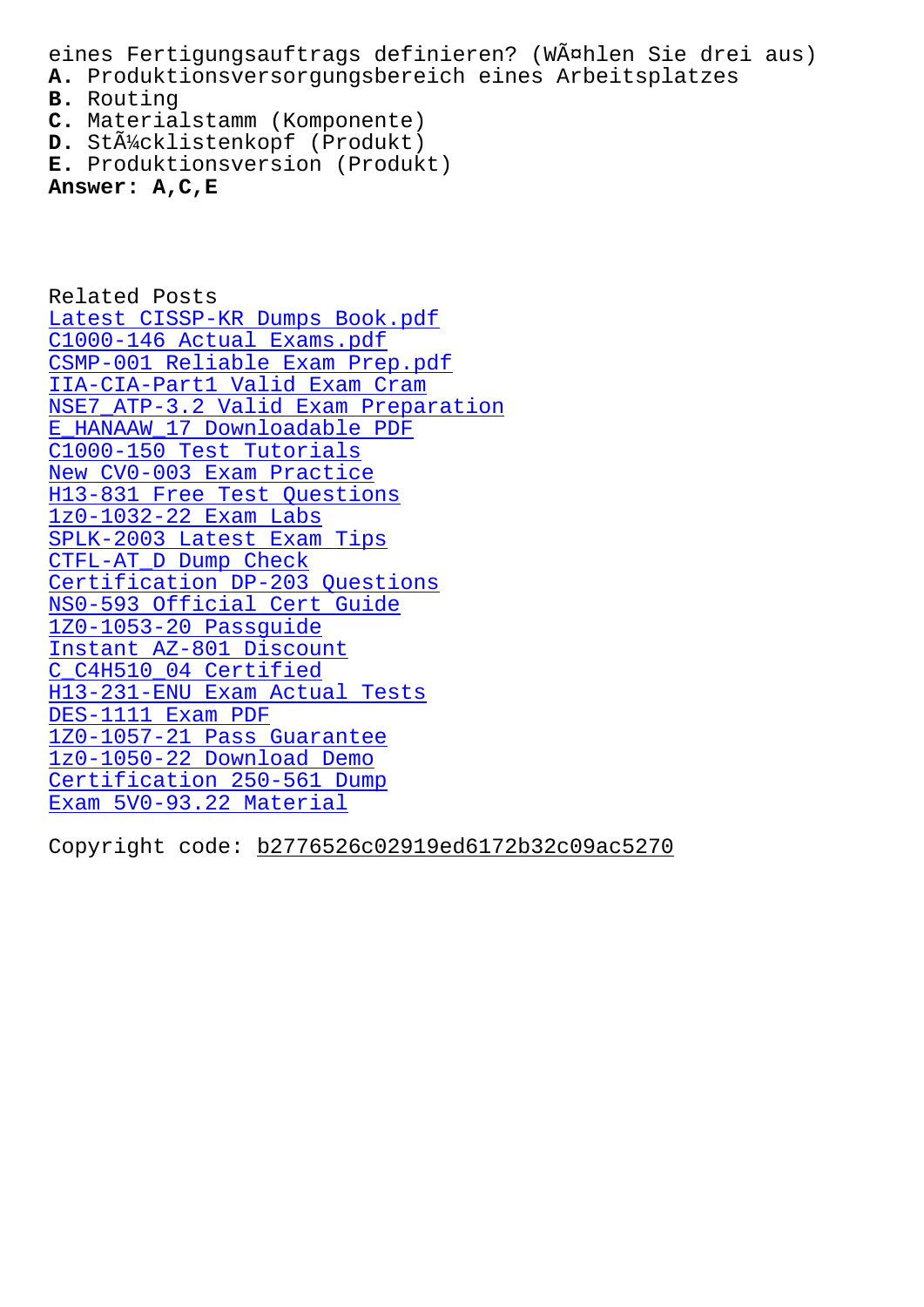eines Fertigungsauftrags definieren? (WÃ¤hlen Sie drei aus)

**A.** Produktionsversorgungsbereich eines Arbeitsplatzes
**B.** Routing
**C.** Materialstamm (Komponente)
**D.** StÃ¼cklistenkopf (Produkt)
**E.** Produktionsversion (Produkt)
**Answer: A,C,E**

Related Posts
Latest CISSP-KR Dumps Book.pdf
C1000-146 Actual Exams.pdf
CSMP-001 Reliable Exam Prep.pdf
IIA-CIA-Part1 Valid Exam Cram
NSE7_ATP-3.2 Valid Exam Preparation
E_HANAAW_17 Downloadable PDF
C1000-150 Test Tutorials
New CV0-003 Exam Practice
H13-831 Free Test Questions
1z0-1032-22 Exam Labs
SPLK-2003 Latest Exam Tips
CTFL-AT_D Dump Check
Certification DP-203 Questions
NS0-593 Official Cert Guide
1Z0-1053-20 Passguide
Instant AZ-801 Discount
C_C4H510_04 Certified
H13-231-ENU Exam Actual Tests
DES-1111 Exam PDF
1Z0-1057-21 Pass Guarantee
1z0-1050-22 Download Demo
Certification 250-561 Dump
Exam 5V0-93.22 Material

Copyright code: b2776526c02919ed6172b32c09ac5270